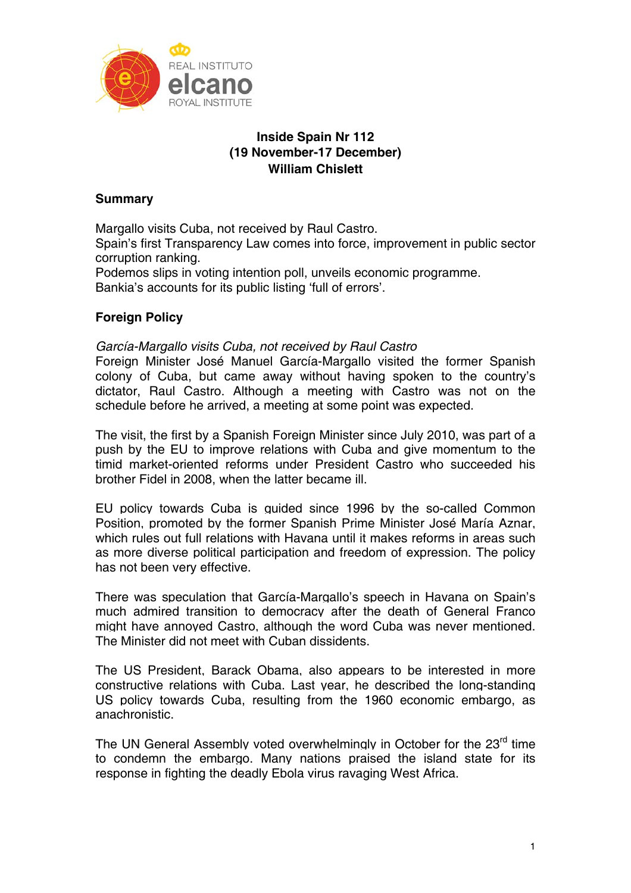# Inside Spain Nr 112
## (19 November-17 December)
## William Chislett

### Summary

Margallo visits Cuba, not received by Raul Castro.
Spain's first Transparency Law comes into force, improvement in public sector corruption ranking.
Podemos slips in voting intention poll, unveils economic programme.
Bankia's accounts for its public listing 'full of errors'.

### Foreign Policy

*García-Margallo visits Cuba, not received by Raul Castro*
Foreign Minister José Manuel García-Margallo visited the former Spanish colony of Cuba, but came away without having spoken to the country's dictator, Raul Castro. Although a meeting with Castro was not on the schedule before he arrived, a meeting at some point was expected.

The visit, the first by a Spanish Foreign Minister since July 2010, was part of a push by the EU to improve relations with Cuba and give momentum to the timid market-oriented reforms under President Castro who succeeded his brother Fidel in 2008, when the latter became ill.

EU policy towards Cuba is guided since 1996 by the so-called Common Position, promoted by the former Spanish Prime Minister José María Aznar, which rules out full relations with Havana until it makes reforms in areas such as more diverse political participation and freedom of expression. The policy has not been very effective.

There was speculation that García-Margallo's speech in Havana on Spain's much admired transition to democracy after the death of General Franco might have annoyed Castro, although the word Cuba was never mentioned. The Minister did not meet with Cuban dissidents.

The US President, Barack Obama, also appears to be interested in more constructive relations with Cuba. Last year, he described the long-standing US policy towards Cuba, resulting from the 1960 economic embargo, as anachronistic.

The UN General Assembly voted overwhelmingly in October for the 23rd time to condemn the embargo. Many nations praised the island state for its response in fighting the deadly Ebola virus ravaging West Africa.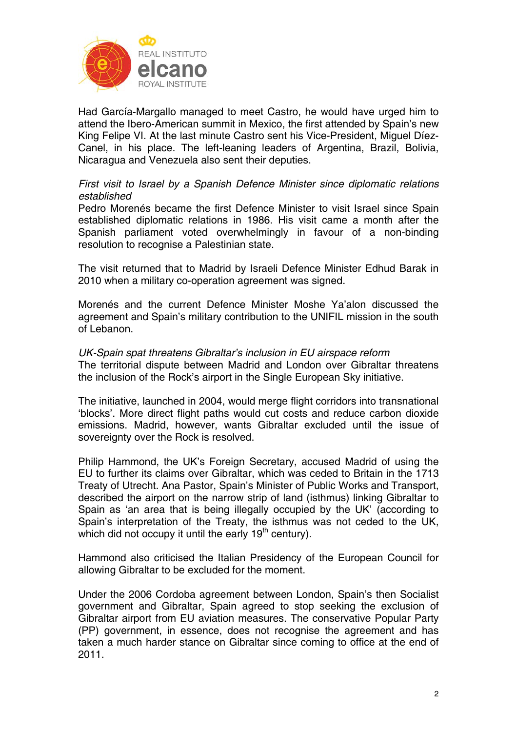Had García-Margallo managed to meet Castro, he would have urged him to attend the Ibero-American summit in Mexico, the first attended by Spain's new King Felipe VI. At the last minute Castro sent his Vice-President, Miguel Díez-Canel, in his place. The left-leaning leaders of Argentina, Brazil, Bolivia, Nicaragua and Venezuela also sent their deputies.

*First visit to Israel by a Spanish Defence Minister since diplomatic relations established*

Pedro Morenés became the first Defence Minister to visit Israel since Spain established diplomatic relations in 1986. His visit came a month after the Spanish parliament voted overwhelmingly in favour of a non-binding resolution to recognise a Palestinian state.

The visit returned that to Madrid by Israeli Defence Minister Edhud Barak in 2010 when a military co-operation agreement was signed.

Morenés and the current Defence Minister Moshe Ya'alon discussed the agreement and Spain's military contribution to the UNIFIL mission in the south of Lebanon.

*UK-Spain spat threatens Gibraltar's inclusion in EU airspace reform*

The territorial dispute between Madrid and London over Gibraltar threatens the inclusion of the Rock's airport in the Single European Sky initiative.

The initiative, launched in 2004, would merge flight corridors into transnational 'blocks'. More direct flight paths would cut costs and reduce carbon dioxide emissions. Madrid, however, wants Gibraltar excluded until the issue of sovereignty over the Rock is resolved.

Philip Hammond, the UK's Foreign Secretary, accused Madrid of using the EU to further its claims over Gibraltar, which was ceded to Britain in the 1713 Treaty of Utrecht. Ana Pastor, Spain's Minister of Public Works and Transport, described the airport on the narrow strip of land (isthmus) linking Gibraltar to Spain as 'an area that is being illegally occupied by the UK' (according to Spain's interpretation of the Treaty, the isthmus was not ceded to the UK, which did not occupy it until the early 19th century).

Hammond also criticised the Italian Presidency of the European Council for allowing Gibraltar to be excluded for the moment.

Under the 2006 Cordoba agreement between London, Spain's then Socialist government and Gibraltar, Spain agreed to stop seeking the exclusion of Gibraltar airport from EU aviation measures. The conservative Popular Party (PP) government, in essence, does not recognise the agreement and has taken a much harder stance on Gibraltar since coming to office at the end of 2011.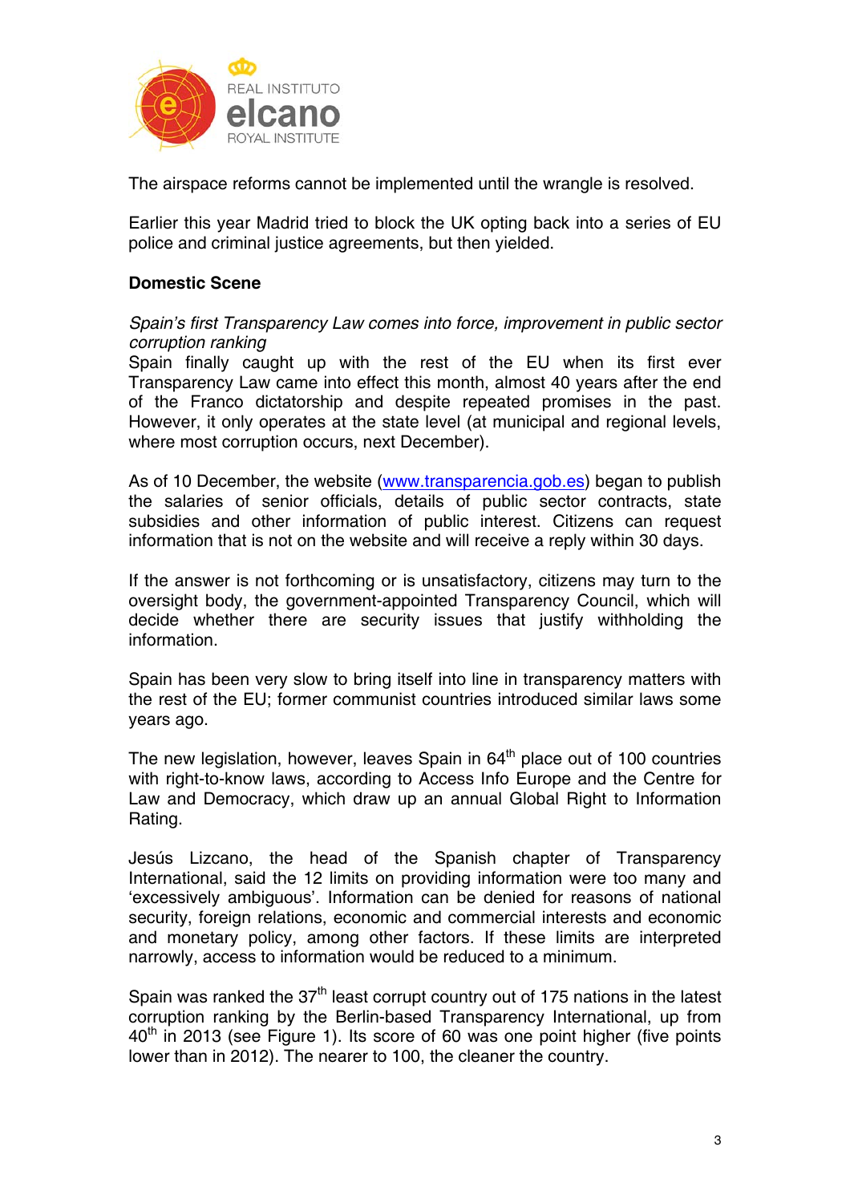The airspace reforms cannot be implemented until the wrangle is resolved.

Earlier this year Madrid tried to block the UK opting back into a series of EU police and criminal justice agreements, but then yielded.

### Domestic Scene

*Spain's first Transparency Law comes into force, improvement in public sector corruption ranking*

Spain finally caught up with the rest of the EU when its first ever Transparency Law came into effect this month, almost 40 years after the end of the Franco dictatorship and despite repeated promises in the past. However, it only operates at the state level (at municipal and regional levels, where most corruption occurs, next December).

As of 10 December, the website ([www.transparencia.gob.es](http://www.transparencia.gob.es)) began to publish the salaries of senior officials, details of public sector contracts, state subsidies and other information of public interest. Citizens can request information that is not on the website and will receive a reply within 30 days.

If the answer is not forthcoming or is unsatisfactory, citizens may turn to the oversight body, the government-appointed Transparency Council, which will decide whether there are security issues that justify withholding the information.

Spain has been very slow to bring itself into line in transparency matters with the rest of the EU; former communist countries introduced similar laws some years ago.

The new legislation, however, leaves Spain in 64th place out of 100 countries with right-to-know laws, according to Access Info Europe and the Centre for Law and Democracy, which draw up an annual Global Right to Information Rating.

Jesús Lizcano, the head of the Spanish chapter of Transparency International, said the 12 limits on providing information were too many and 'excessively ambiguous'. Information can be denied for reasons of national security, foreign relations, economic and commercial interests and economic and monetary policy, among other factors. If these limits are interpreted narrowly, access to information would be reduced to a minimum.

Spain was ranked the 37th least corrupt country out of 175 nations in the latest corruption ranking by the Berlin-based Transparency International, up from 40th in 2013 (see Figure 1). Its score of 60 was one point higher (five points lower than in 2012). The nearer to 100, the cleaner the country.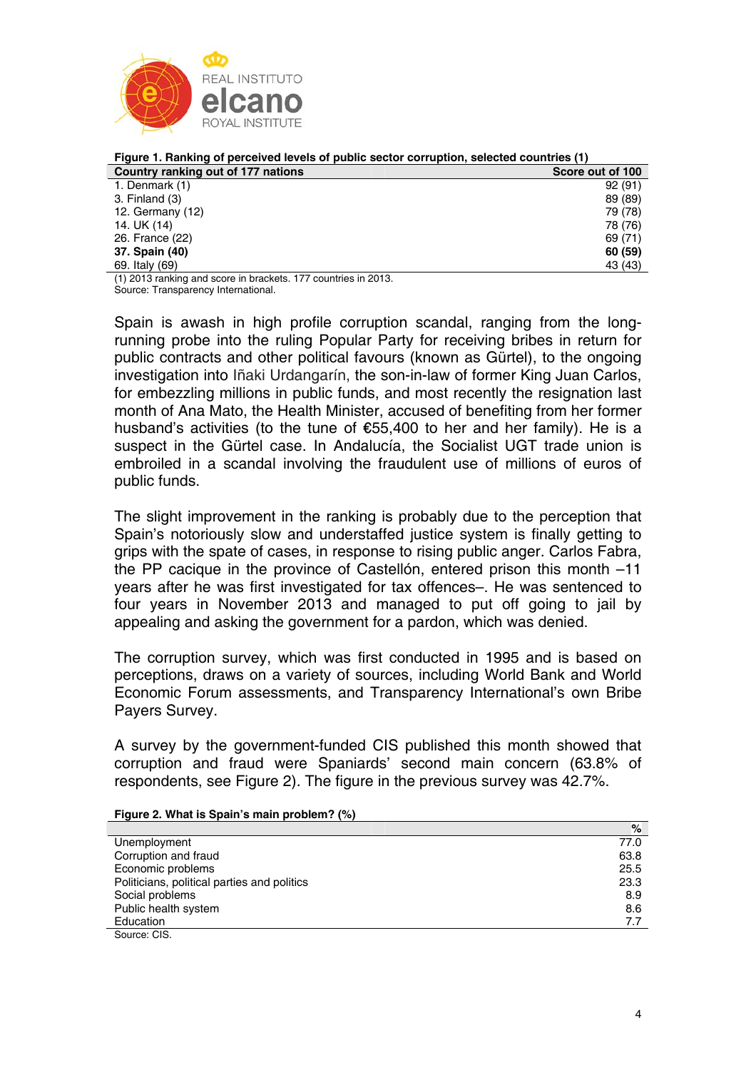**Figure 1. Ranking of perceived levels of public sector corruption, selected countries (1)**

| Country ranking out of 177 nations | Score out of 100 |
|---|---|
| 1. Denmark (1) | 92 (91) |
| 3. Finland (3) | 89 (89) |
| 12. Germany (12) | 79 (78) |
| 14. UK (14) | 78 (76) |
| 26. France (22) | 69 (71) |
| **37. Spain (40)** | **60 (59)** |
| 69. Italy (69) | 43 (43) |

(1) 2013 ranking and score in brackets. 177 countries in 2013.
Source: Transparency International.

Spain is awash in high profile corruption scandal, ranging from the long-running probe into the ruling Popular Party for receiving bribes in return for public contracts and other political favours (known as Gürtel), to the ongoing investigation into Iñaki Urdangarín, the son-in-law of former King Juan Carlos, for embezzling millions in public funds, and most recently the resignation last month of Ana Mato, the Health Minister, accused of benefiting from her former husband's activities (to the tune of €55,400 to her and her family). He is a suspect in the Gürtel case. In Andalucía, the Socialist UGT trade union is embroiled in a scandal involving the fraudulent use of millions of euros of public funds.

The slight improvement in the ranking is probably due to the perception that Spain's notoriously slow and understaffed justice system is finally getting to grips with the spate of cases, in response to rising public anger. Carlos Fabra, the PP cacique in the province of Castellón, entered prison this month –11 years after he was first investigated for tax offences–. He was sentenced to four years in November 2013 and managed to put off going to jail by appealing and asking the government for a pardon, which was denied.

The corruption survey, which was first conducted in 1995 and is based on perceptions, draws on a variety of sources, including World Bank and World Economic Forum assessments, and Transparency International's own Bribe Payers Survey.

A survey by the government-funded CIS published this month showed that corruption and fraud were Spaniards' second main concern (63.8% of respondents, see Figure 2). The figure in the previous survey was 42.7%.

**Figure 2. What is Spain's main problem? (%)**

| | % |
|---|---|
| Unemployment | 77.0 |
| Corruption and fraud | 63.8 |
| Economic problems | 25.5 |
| Politicians, political parties and politics | 23.3 |
| Social problems | 8.9 |
| Public health system | 8.6 |
| Education | 7.7 |

Source: CIS.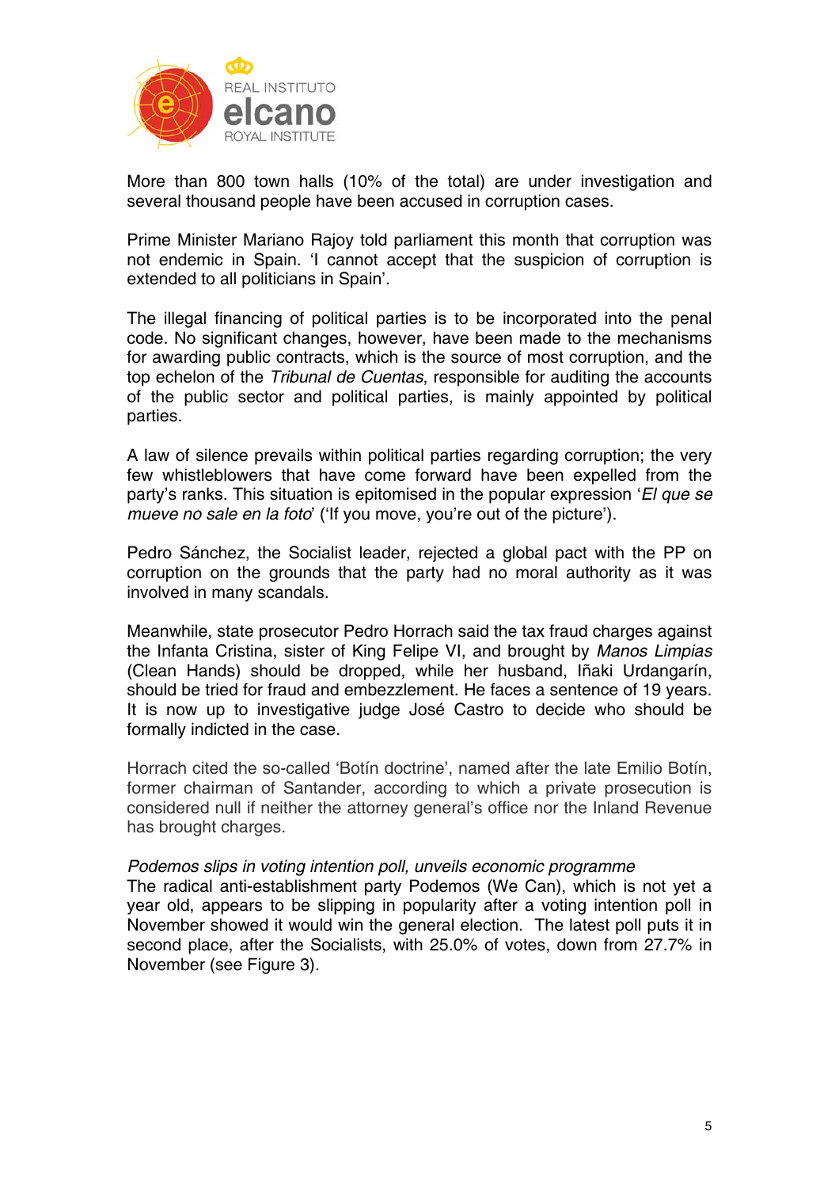More than 800 town halls (10% of the total) are under investigation and several thousand people have been accused in corruption cases.

Prime Minister Mariano Rajoy told parliament this month that corruption was not endemic in Spain. 'I cannot accept that the suspicion of corruption is extended to all politicians in Spain'.

The illegal financing of political parties is to be incorporated into the penal code. No significant changes, however, have been made to the mechanisms for awarding public contracts, which is the source of most corruption, and the top echelon of the *Tribunal de Cuentas*, responsible for auditing the accounts of the public sector and political parties, is mainly appointed by political parties.

A law of silence prevails within political parties regarding corruption; the very few whistleblowers that have come forward have been expelled from the party's ranks. This situation is epitomised in the popular expression '*El que se mueve no sale en la foto*' ('If you move, you're out of the picture').

Pedro Sánchez, the Socialist leader, rejected a global pact with the PP on corruption on the grounds that the party had no moral authority as it was involved in many scandals.

Meanwhile, state prosecutor Pedro Horrach said the tax fraud charges against the Infanta Cristina, sister of King Felipe VI, and brought by *Manos Limpias* (Clean Hands) should be dropped, while her husband, Iñaki Urdangarín, should be tried for fraud and embezzlement. He faces a sentence of 19 years. It is now up to investigative judge José Castro to decide who should be formally indicted in the case.

Horrach cited the so-called 'Botín doctrine', named after the late Emilio Botín, former chairman of Santander, according to which a private prosecution is considered null if neither the attorney general's office nor the Inland Revenue has brought charges.

*Podemos slips in voting intention poll, unveils economic programme*

The radical anti-establishment party Podemos (We Can), which is not yet a year old, appears to be slipping in popularity after a voting intention poll in November showed it would win the general election. The latest poll puts it in second place, after the Socialists, with 25.0% of votes, down from 27.7% in November (see Figure 3).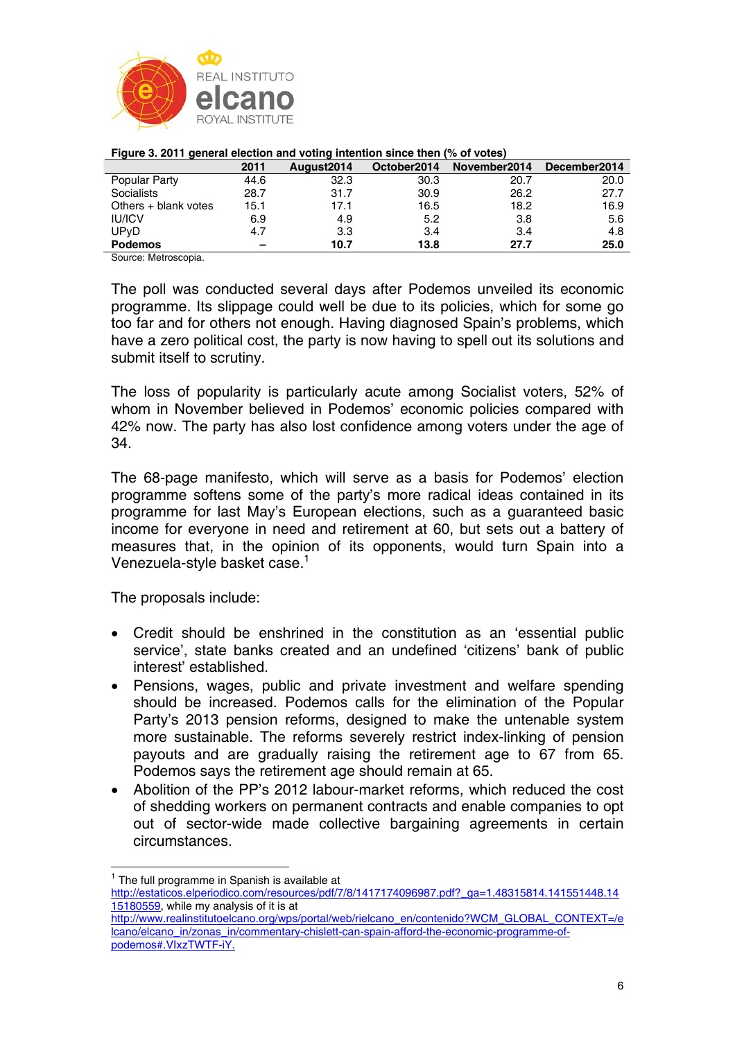**Figure 3. 2011 general election and voting intention since then (% of votes)**

| | 2011 | August2014 | October2014 | November2014 | December2014 |
|---|---|---|---|---|---|
| Popular Party | 44.6 | 32.3 | 30.3 | 20.7 | 20.0 |
| Socialists | 28.7 | 31.7 | 30.9 | 26.2 | 27.7 |
| Others + blank votes | 15.1 | 17.1 | 16.5 | 18.2 | 16.9 |
| IU/ICV | 6.9 | 4.9 | 5.2 | 3.8 | 5.6 |
| UPyD | 4.7 | 3.3 | 3.4 | 3.4 | 4.8 |
| **Podemos** | **–** | **10.7** | **13.8** | **27.7** | **25.0** |

Source: Metroscopia.

The poll was conducted several days after Podemos unveiled its economic programme. Its slippage could well be due to its policies, which for some go too far and for others not enough. Having diagnosed Spain's problems, which have a zero political cost, the party is now having to spell out its solutions and submit itself to scrutiny.

The loss of popularity is particularly acute among Socialist voters, 52% of whom in November believed in Podemos' economic policies compared with 42% now. The party has also lost confidence among voters under the age of 34.

The 68-page manifesto, which will serve as a basis for Podemos' election programme softens some of the party's more radical ideas contained in its programme for last May's European elections, such as a guaranteed basic income for everyone in need and retirement at 60, but sets out a battery of measures that, in the opinion of its opponents, would turn Spain into a Venezuela-style basket case.[1]

The proposals include:

- Credit should be enshrined in the constitution as an 'essential public service', state banks created and an undefined 'citizens' bank of public interest' established.
- Pensions, wages, public and private investment and welfare spending should be increased. Podemos calls for the elimination of the Popular Party's 2013 pension reforms, designed to make the untenable system more sustainable. The reforms severely restrict index-linking of pension payouts and are gradually raising the retirement age to 67 from 65. Podemos says the retirement age should remain at 65.
- Abolition of the PP's 2012 labour-market reforms, which reduced the cost of shedding workers on permanent contracts and enable companies to opt out of sector-wide made collective bargaining agreements in certain circumstances.

---

[1] The full programme in Spanish is available at http://estaticos.elperiodico.com/resources/pdf/7/8/1417174096987.pdf?_ga=1.48315814.141551448.1415180559, while my analysis of it is at http://www.realinstitutoelcano.org/wps/portal/web/rielcano_en/contenido?WCM_GLOBAL_CONTEXT=/elcano/elcano_in/zonas_in/commentary-chislett-can-spain-afford-the-economic-programme-of-podemos#.VIxzTWTF-iY.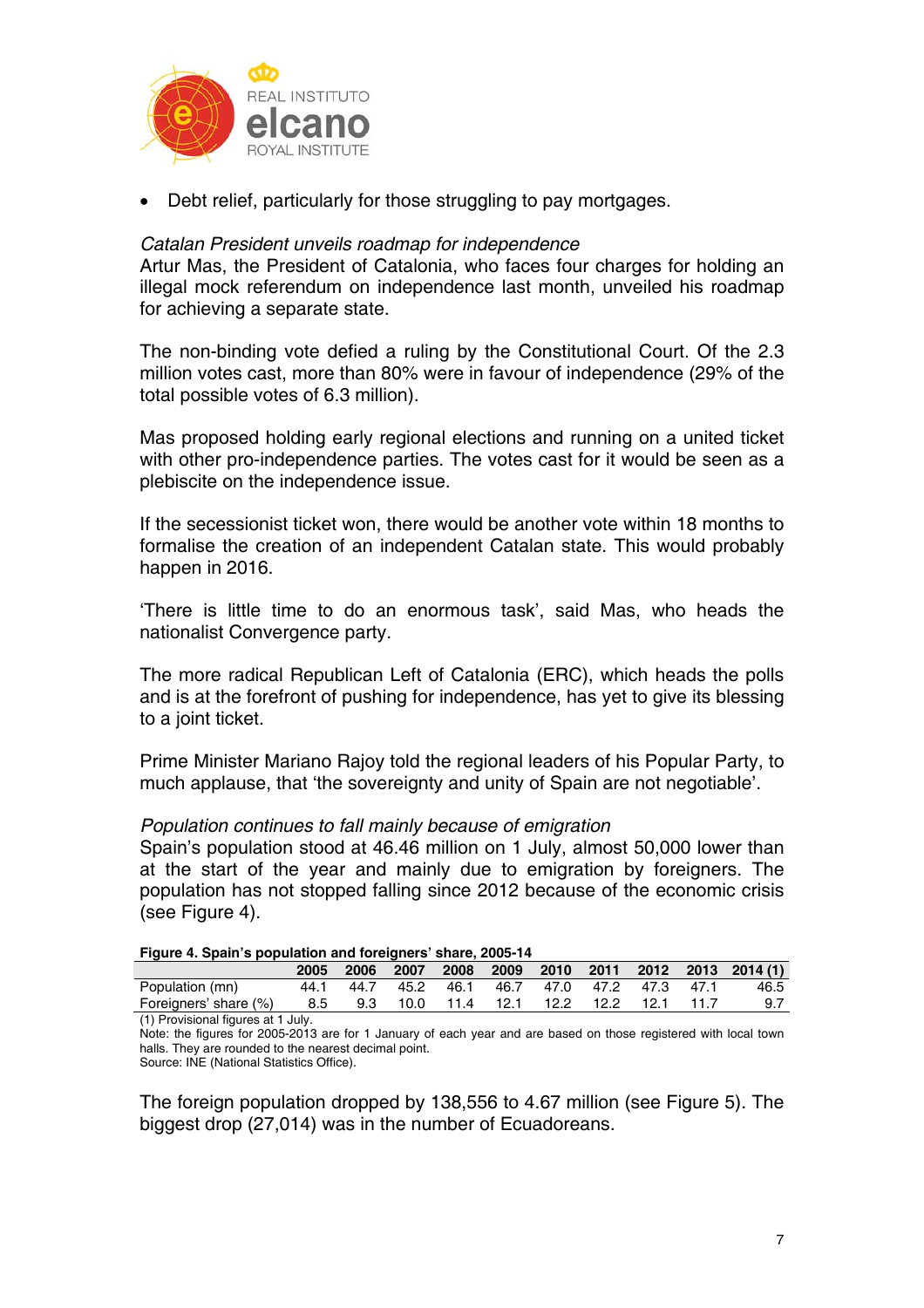- Debt relief, particularly for those struggling to pay mortgages.

*Catalan President unveils roadmap for independence*
Artur Mas, the President of Catalonia, who faces four charges for holding an illegal mock referendum on independence last month, unveiled his roadmap for achieving a separate state.

The non-binding vote defied a ruling by the Constitutional Court. Of the 2.3 million votes cast, more than 80% were in favour of independence (29% of the total possible votes of 6.3 million).

Mas proposed holding early regional elections and running on a united ticket with other pro-independence parties. The votes cast for it would be seen as a plebiscite on the independence issue.

If the secessionist ticket won, there would be another vote within 18 months to formalise the creation of an independent Catalan state. This would probably happen in 2016.

'There is little time to do an enormous task', said Mas, who heads the nationalist Convergence party.

The more radical Republican Left of Catalonia (ERC), which heads the polls and is at the forefront of pushing for independence, has yet to give its blessing to a joint ticket.

Prime Minister Mariano Rajoy told the regional leaders of his Popular Party, to much applause, that 'the sovereignty and unity of Spain are not negotiable'.

*Population continues to fall mainly because of emigration*
Spain's population stood at 46.46 million on 1 July, almost 50,000 lower than at the start of the year and mainly due to emigration by foreigners. The population has not stopped falling since 2012 because of the economic crisis (see Figure 4).

**Figure 4. Spain's population and foreigners' share, 2005-14**

| | 2005 | 2006 | 2007 | 2008 | 2009 | 2010 | 2011 | 2012 | 2013 | 2014 (1) |
|---|---|---|---|---|---|---|---|---|---|---|
| Population (mn) | 44.1 | 44.7 | 45.2 | 46.1 | 46.7 | 47.0 | 47.2 | 47.3 | 47.1 | 46.5 |
| Foreigners' share (%) | 8.5 | 9.3 | 10.0 | 11.4 | 12.1 | 12.2 | 12.2 | 12.1 | 11.7 | 9.7 |

(1) Provisional figures at 1 July.
Note: the figures for 2005-2013 are for 1 January of each year and are based on those registered with local town halls. They are rounded to the nearest decimal point.
Source: INE (National Statistics Office).

The foreign population dropped by 138,556 to 4.67 million (see Figure 5). The biggest drop (27,014) was in the number of Ecuadoreans.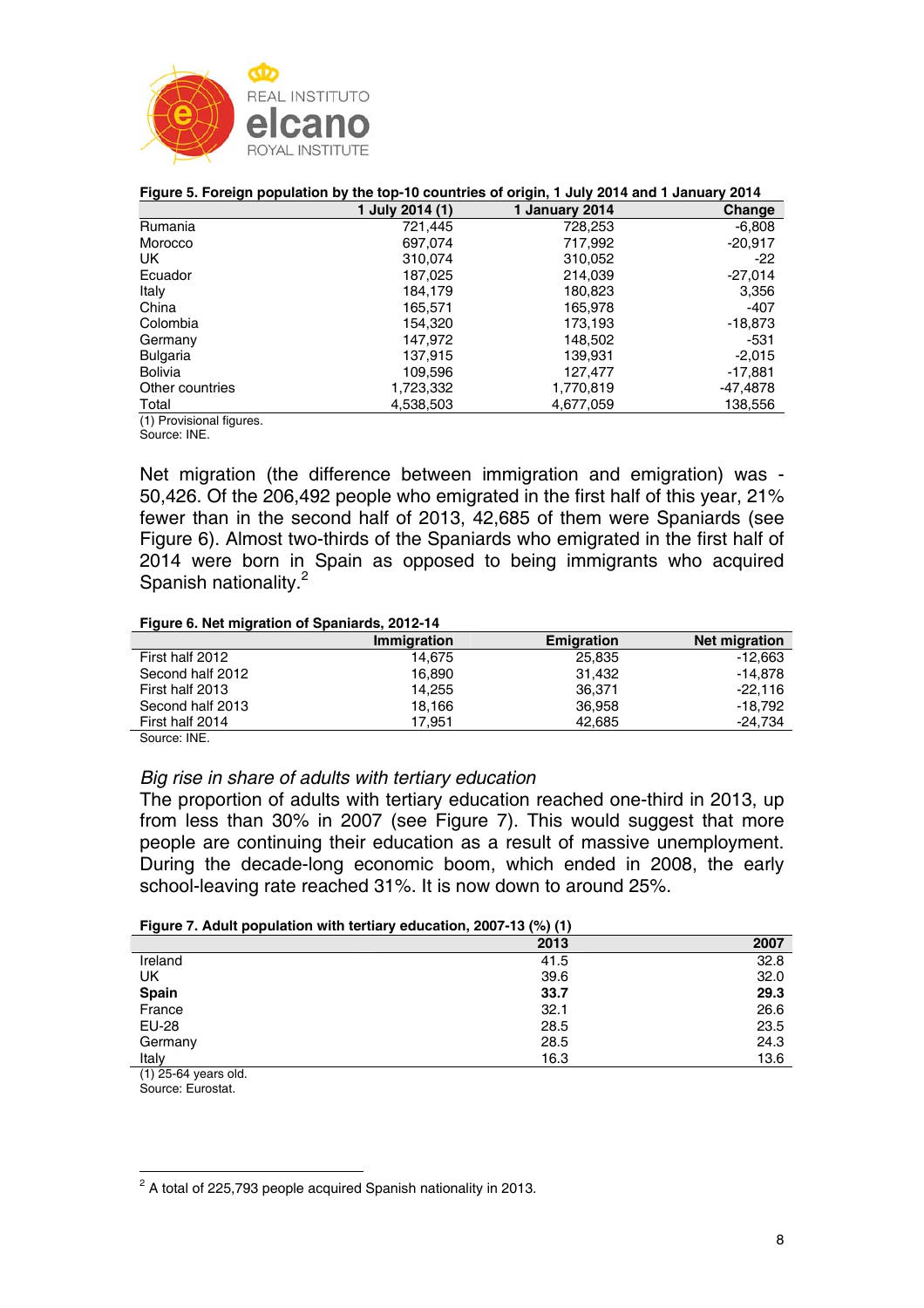**Figure 5. Foreign population by the top-10 countries of origin, 1 July 2014 and 1 January 2014**

| | 1 July 2014 (1) | 1 January 2014 | Change |
|---|---|---|---|
| Rumania | 721,445 | 728,253 | -6,808 |
| Morocco | 697,074 | 717,992 | -20,917 |
| UK | 310,074 | 310,052 | -22 |
| Ecuador | 187,025 | 214,039 | -27,014 |
| Italy | 184,179 | 180,823 | 3,356 |
| China | 165,571 | 165,978 | -407 |
| Colombia | 154,320 | 173,193 | -18,873 |
| Germany | 147,972 | 148,502 | -531 |
| Bulgaria | 137,915 | 139,931 | -2,015 |
| Bolivia | 109,596 | 127,477 | -17,881 |
| Other countries | 1,723,332 | 1,770,819 | -47,4878 |
| Total | 4,538,503 | 4,677,059 | 138,556 |

(1) Provisional figures.
Source: INE.

Net migration (the difference between immigration and emigration) was -50,426. Of the 206,492 people who emigrated in the first half of this year, 21% fewer than in the second half of 2013, 42,685 of them were Spaniards (see Figure 6). Almost two-thirds of the Spaniards who emigrated in the first half of 2014 were born in Spain as opposed to being immigrants who acquired Spanish nationality.[2]

**Figure 6. Net migration of Spaniards, 2012-14**

| | Immigration | Emigration | Net migration |
|---|---|---|---|
| First half 2012 | 14,675 | 25,835 | -12,663 |
| Second half 2012 | 16,890 | 31,432 | -14,878 |
| First half 2013 | 14,255 | 36,371 | -22,116 |
| Second half 2013 | 18,166 | 36,958 | -18,792 |
| First half 2014 | 17,951 | 42,685 | -24,734 |

Source: INE.

*Big rise in share of adults with tertiary education*

The proportion of adults with tertiary education reached one-third in 2013, up from less than 30% in 2007 (see Figure 7). This would suggest that more people are continuing their education as a result of massive unemployment. During the decade-long economic boom, which ended in 2008, the early school-leaving rate reached 31%. It is now down to around 25%.

**Figure 7. Adult population with tertiary education, 2007-13 (%) (1)**

| | 2013 | 2007 |
|---|---|---|
| Ireland | 41.5 | 32.8 |
| UK | 39.6 | 32.0 |
| **Spain** | **33.7** | **29.3** |
| France | 32.1 | 26.6 |
| EU-28 | 28.5 | 23.5 |
| Germany | 28.5 | 24.3 |
| Italy | 16.3 | 13.6 |

(1) 25-64 years old.
Source: Eurostat.

[2] A total of 225,793 people acquired Spanish nationality in 2013.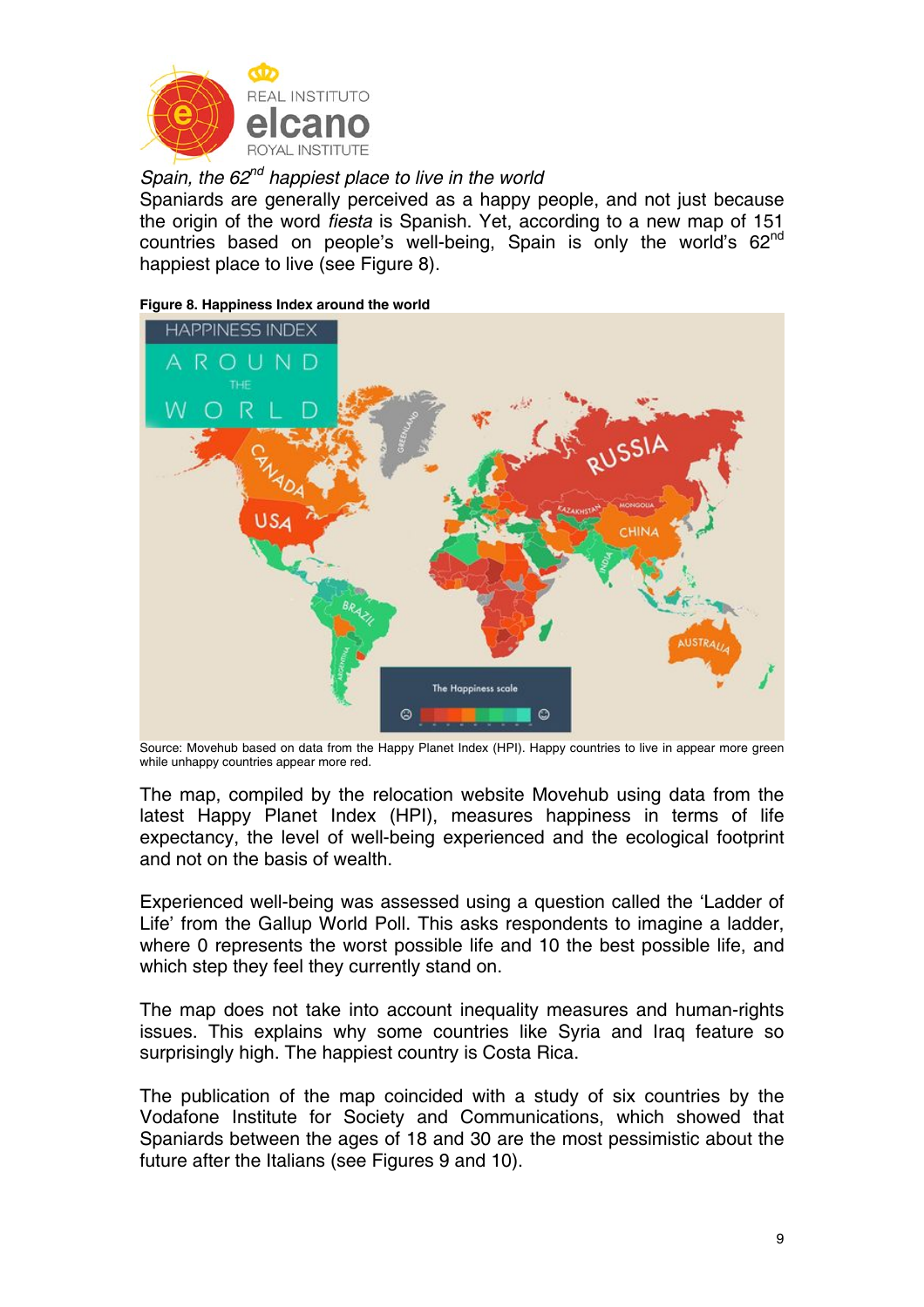*Spain, the 62nd happiest place to live in the world*

Spaniards are generally perceived as a happy people, and not just because the origin of the word *fiesta* is Spanish. Yet, according to a new map of 151 countries based on people's well-being, Spain is only the world's 62nd happiest place to live (see Figure 8).

**Figure 8. Happiness Index around the world**

Source: Movehub based on data from the Happy Planet Index (HPI). Happy countries to live in appear more green while unhappy countries appear more red.

The map, compiled by the relocation website Movehub using data from the latest Happy Planet Index (HPI), measures happiness in terms of life expectancy, the level of well-being experienced and the ecological footprint and not on the basis of wealth.

Experienced well-being was assessed using a question called the 'Ladder of Life' from the Gallup World Poll. This asks respondents to imagine a ladder, where 0 represents the worst possible life and 10 the best possible life, and which step they feel they currently stand on.

The map does not take into account inequality measures and human-rights issues. This explains why some countries like Syria and Iraq feature so surprisingly high. The happiest country is Costa Rica.

The publication of the map coincided with a study of six countries by the Vodafone Institute for Society and Communications, which showed that Spaniards between the ages of 18 and 30 are the most pessimistic about the future after the Italians (see Figures 9 and 10).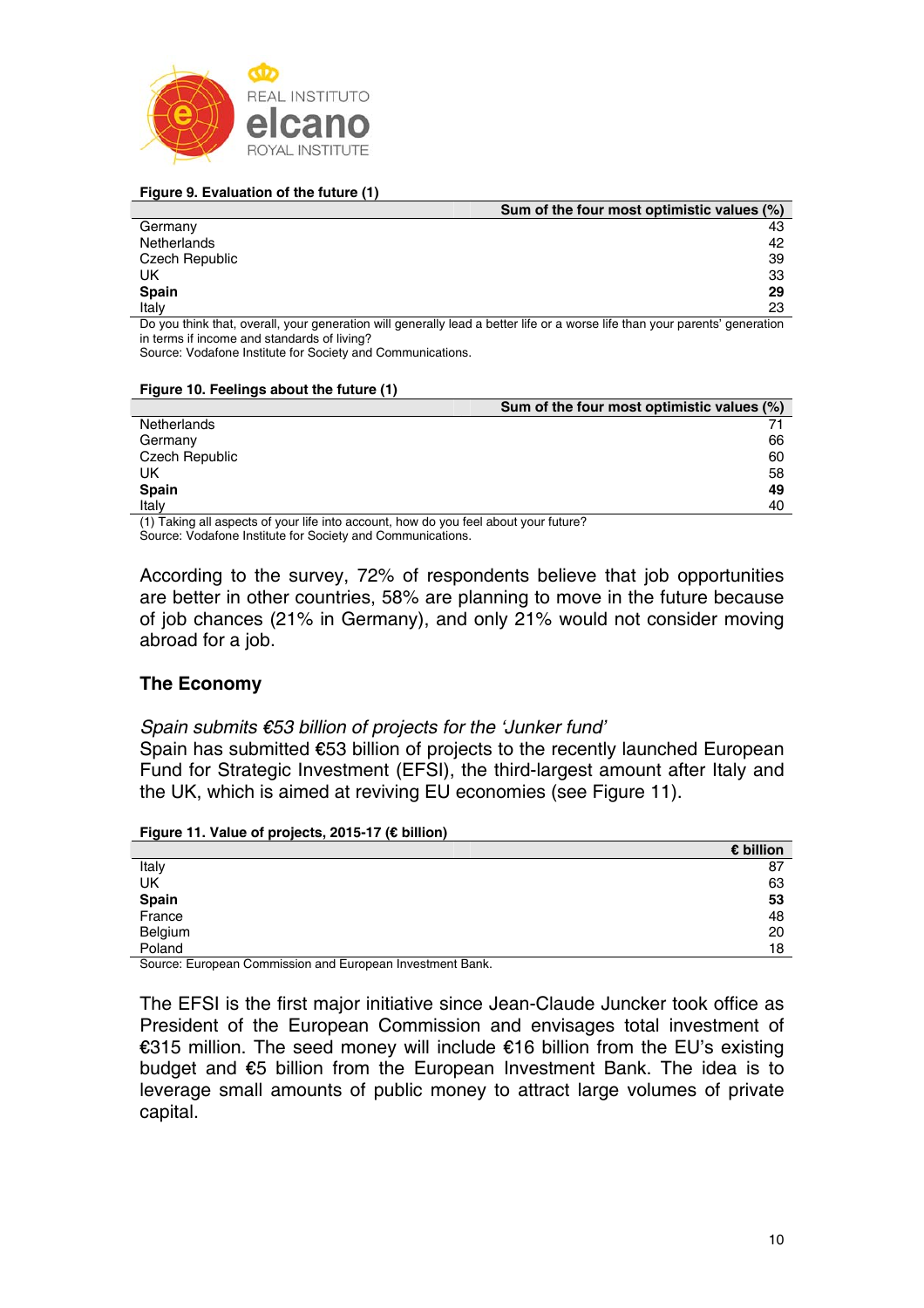**Figure 9. Evaluation of the future (1)**

| | Sum of the four most optimistic values (%) |
|---|---|
| Germany | 43 |
| Netherlands | 42 |
| Czech Republic | 39 |
| UK | 33 |
| **Spain** | **29** |
| Italy | 23 |

Do you think that, overall, your generation will generally lead a better life or a worse life than your parents' generation in terms if income and standards of living?
Source: Vodafone Institute for Society and Communications.

**Figure 10. Feelings about the future (1)**

| | Sum of the four most optimistic values (%) |
|---|---|
| Netherlands | 71 |
| Germany | 66 |
| Czech Republic | 60 |
| UK | 58 |
| **Spain** | **49** |
| Italy | 40 |

(1) Taking all aspects of your life into account, how do you feel about your future?
Source: Vodafone Institute for Society and Communications.

According to the survey, 72% of respondents believe that job opportunities are better in other countries, 58% are planning to move in the future because of job chances (21% in Germany), and only 21% would not consider moving abroad for a job.

## The Economy

*Spain submits €53 billion of projects for the 'Junker fund'*

Spain has submitted €53 billion of projects to the recently launched European Fund for Strategic Investment (EFSI), the third-largest amount after Italy and the UK, which is aimed at reviving EU economies (see Figure 11).

**Figure 11. Value of projects, 2015-17 (€ billion)**

| | € billion |
|---|---|
| Italy | 87 |
| UK | 63 |
| **Spain** | **53** |
| France | 48 |
| Belgium | 20 |
| Poland | 18 |

Source: European Commission and European Investment Bank.

The EFSI is the first major initiative since Jean-Claude Juncker took office as President of the European Commission and envisages total investment of €315 million. The seed money will include €16 billion from the EU's existing budget and €5 billion from the European Investment Bank. The idea is to leverage small amounts of public money to attract large volumes of private capital.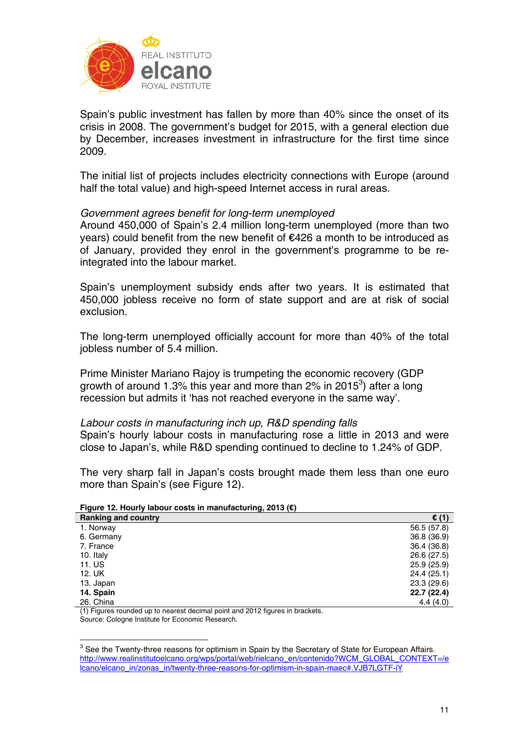Spain's public investment has fallen by more than 40% since the onset of its crisis in 2008. The government's budget for 2015, with a general election due by December, increases investment in infrastructure for the first time since 2009.

The initial list of projects includes electricity connections with Europe (around half the total value) and high-speed Internet access in rural areas.

*Government agrees benefit for long-term unemployed*
Around 450,000 of Spain's 2.4 million long-term unemployed (more than two years) could benefit from the new benefit of €426 a month to be introduced as of January, provided they enrol in the government's programme to be re-integrated into the labour market.

Spain's unemployment subsidy ends after two years. It is estimated that 450,000 jobless receive no form of state support and are at risk of social exclusion.

The long-term unemployed officially account for more than 40% of the total jobless number of 5.4 million.

Prime Minister Mariano Rajoy is trumpeting the economic recovery (GDP growth of around 1.3% this year and more than 2% in 2015[3]) after a long recession but admits it 'has not reached everyone in the same way'.

*Labour costs in manufacturing inch up, R&D spending falls*
Spain's hourly labour costs in manufacturing rose a little in 2013 and were close to Japan's, while R&D spending continued to decline to 1.24% of GDP.

The very sharp fall in Japan's costs brought made them less than one euro more than Spain's (see Figure 12).

**Figure 12. Hourly labour costs in manufacturing, 2013 (€)**

| Ranking and country | € (1) |
|---|---|
| 1. Norway | 56.5 (57.8) |
| 6. Germany | 36.8 (36.9) |
| 7. France | 36.4 (36.8) |
| 10. Italy | 26.6 (27.5) |
| 11. US | 25.9 (25.9) |
| 12. UK | 24.4 (25.1) |
| 13. Japan | 23.3 (29.6) |
| **14. Spain** | **22.7 (22.4)** |
| 26. China | 4.4 (4.0) |

(1) Figures rounded up to nearest decimal point and 2012 figures in brackets.
Source: Cologne Institute for Economic Research.

[3] See the Twenty-three reasons for optimism in Spain by the Secretary of State for European Affairs. http://www.realinstitutoelcano.org/wps/portal/web/rielcano_en/contenido?WCM_GLOBAL_CONTEXT=/elcano/elcano_in/zonas_in/twenty-three-reasons-for-optimism-in-spain-maec#.VJB7LGTF-iY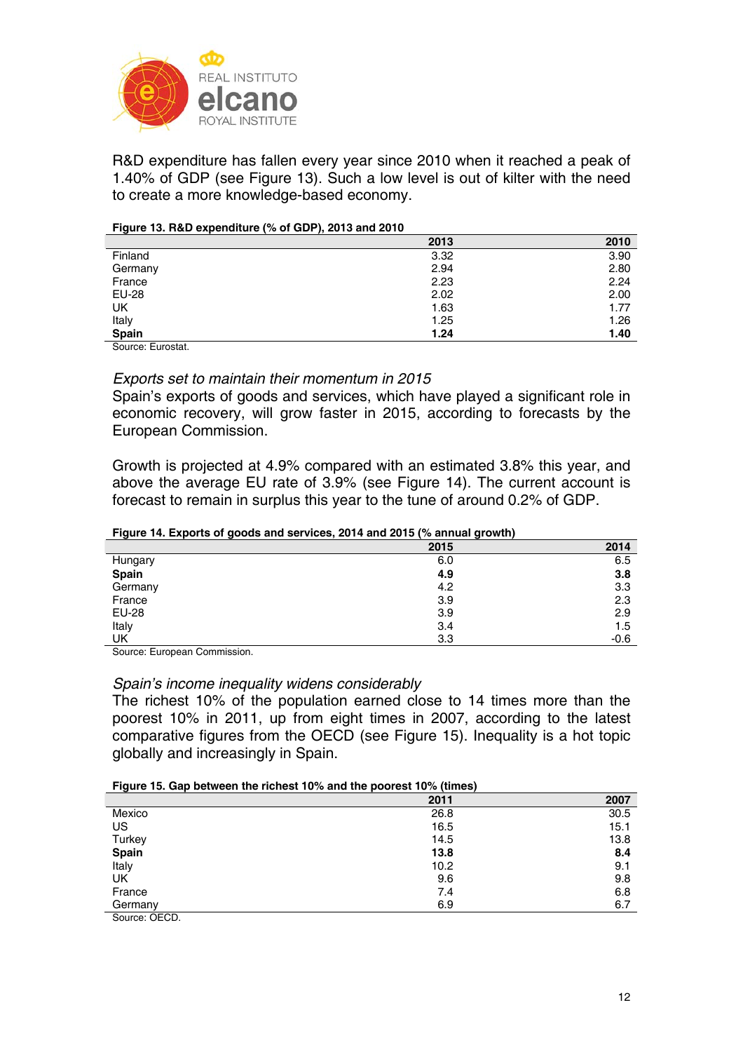R&D expenditure has fallen every year since 2010 when it reached a peak of 1.40% of GDP (see Figure 13). Such a low level is out of kilter with the need to create a more knowledge-based economy.

**Figure 13. R&D expenditure (% of GDP), 2013 and 2010**

| | 2013 | 2010 |
|---|---|---|
| Finland | 3.32 | 3.90 |
| Germany | 2.94 | 2.80 |
| France | 2.23 | 2.24 |
| EU-28 | 2.02 | 2.00 |
| UK | 1.63 | 1.77 |
| Italy | 1.25 | 1.26 |
| **Spain** | **1.24** | **1.40** |

Source: Eurostat.

*Exports set to maintain their momentum in 2015*

Spain's exports of goods and services, which have played a significant role in economic recovery, will grow faster in 2015, according to forecasts by the European Commission.

Growth is projected at 4.9% compared with an estimated 3.8% this year, and above the average EU rate of 3.9% (see Figure 14). The current account is forecast to remain in surplus this year to the tune of around 0.2% of GDP.

**Figure 14. Exports of goods and services, 2014 and 2015 (% annual growth)**

| | 2015 | 2014 |
|---|---|---|
| Hungary | 6.0 | 6.5 |
| **Spain** | **4.9** | **3.8** |
| Germany | 4.2 | 3.3 |
| France | 3.9 | 2.3 |
| EU-28 | 3.9 | 2.9 |
| Italy | 3.4 | 1.5 |
| UK | 3.3 | -0.6 |

Source: European Commission.

*Spain's income inequality widens considerably*

The richest 10% of the population earned close to 14 times more than the poorest 10% in 2011, up from eight times in 2007, according to the latest comparative figures from the OECD (see Figure 15). Inequality is a hot topic globally and increasingly in Spain.

**Figure 15. Gap between the richest 10% and the poorest 10% (times)**

| | 2011 | 2007 |
|---|---|---|
| Mexico | 26.8 | 30.5 |
| US | 16.5 | 15.1 |
| Turkey | 14.5 | 13.8 |
| **Spain** | **13.8** | **8.4** |
| Italy | 10.2 | 9.1 |
| UK | 9.6 | 9.8 |
| France | 7.4 | 6.8 |
| Germany | 6.9 | 6.7 |

Source: OECD.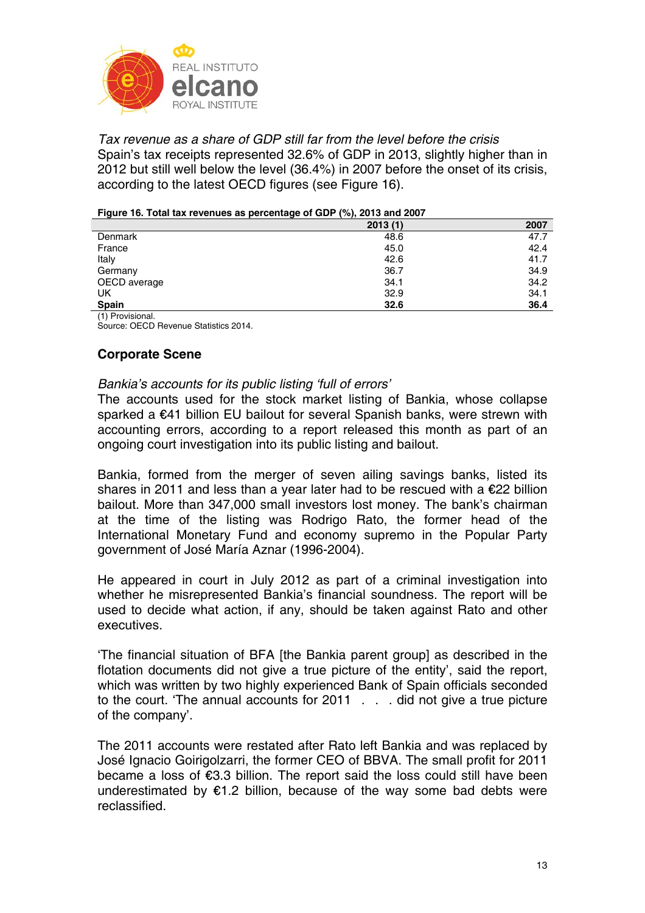*Tax revenue as a share of GDP still far from the level before the crisis*
Spain's tax receipts represented 32.6% of GDP in 2013, slightly higher than in 2012 but still well below the level (36.4%) in 2007 before the onset of its crisis, according to the latest OECD figures (see Figure 16).

**Figure 16. Total tax revenues as percentage of GDP (%), 2013 and 2007**

| | 2013 (1) | 2007 |
|---|---|---|
| Denmark | 48.6 | 47.7 |
| France | 45.0 | 42.4 |
| Italy | 42.6 | 41.7 |
| Germany | 36.7 | 34.9 |
| OECD average | 34.1 | 34.2 |
| UK | 32.9 | 34.1 |
| **Spain** | **32.6** | **36.4** |

(1) Provisional.
Source: OECD Revenue Statistics 2014.

## Corporate Scene

*Bankia's accounts for its public listing 'full of errors'*
The accounts used for the stock market listing of Bankia, whose collapse sparked a €41 billion EU bailout for several Spanish banks, were strewn with accounting errors, according to a report released this month as part of an ongoing court investigation into its public listing and bailout.

Bankia, formed from the merger of seven ailing savings banks, listed its shares in 2011 and less than a year later had to be rescued with a €22 billion bailout. More than 347,000 small investors lost money. The bank's chairman at the time of the listing was Rodrigo Rato, the former head of the International Monetary Fund and economy supremo in the Popular Party government of José María Aznar (1996-2004).

He appeared in court in July 2012 as part of a criminal investigation into whether he misrepresented Bankia's financial soundness. The report will be used to decide what action, if any, should be taken against Rato and other executives.

'The financial situation of BFA [the Bankia parent group] as described in the flotation documents did not give a true picture of the entity', said the report, which was written by two highly experienced Bank of Spain officials seconded to the court. 'The annual accounts for 2011 . . . did not give a true picture of the company'.

The 2011 accounts were restated after Rato left Bankia and was replaced by José Ignacio Goirigolzarri, the former CEO of BBVA. The small profit for 2011 became a loss of €3.3 billion. The report said the loss could still have been underestimated by €1.2 billion, because of the way some bad debts were reclassified.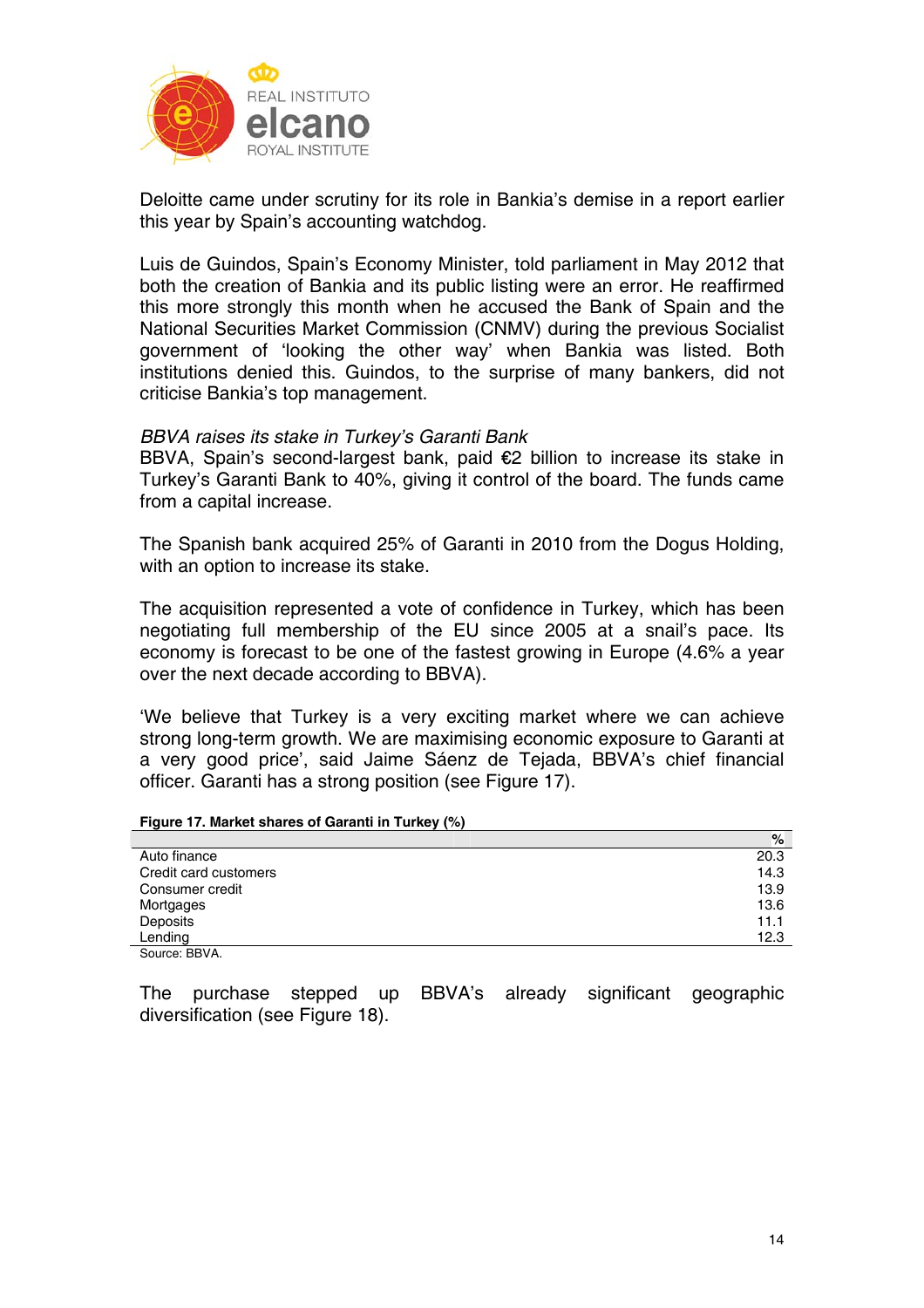Deloitte came under scrutiny for its role in Bankia's demise in a report earlier this year by Spain's accounting watchdog.

Luis de Guindos, Spain's Economy Minister, told parliament in May 2012 that both the creation of Bankia and its public listing were an error. He reaffirmed this more strongly this month when he accused the Bank of Spain and the National Securities Market Commission (CNMV) during the previous Socialist government of 'looking the other way' when Bankia was listed. Both institutions denied this. Guindos, to the surprise of many bankers, did not criticise Bankia's top management.

*BBVA raises its stake in Turkey's Garanti Bank*
BBVA, Spain's second-largest bank, paid €2 billion to increase its stake in Turkey's Garanti Bank to 40%, giving it control of the board. The funds came from a capital increase.

The Spanish bank acquired 25% of Garanti in 2010 from the Dogus Holding, with an option to increase its stake.

The acquisition represented a vote of confidence in Turkey, which has been negotiating full membership of the EU since 2005 at a snail's pace. Its economy is forecast to be one of the fastest growing in Europe (4.6% a year over the next decade according to BBVA).

'We believe that Turkey is a very exciting market where we can achieve strong long-term growth. We are maximising economic exposure to Garanti at a very good price', said Jaime Sáenz de Tejada, BBVA's chief financial officer. Garanti has a strong position (see Figure 17).

**Figure 17. Market shares of Garanti in Turkey (%)**

| | % |
|---|---|
| Auto finance | 20.3 |
| Credit card customers | 14.3 |
| Consumer credit | 13.9 |
| Mortgages | 13.6 |
| Deposits | 11.1 |
| Lending | 12.3 |

Source: BBVA.

The purchase stepped up BBVA's already significant geographic diversification (see Figure 18).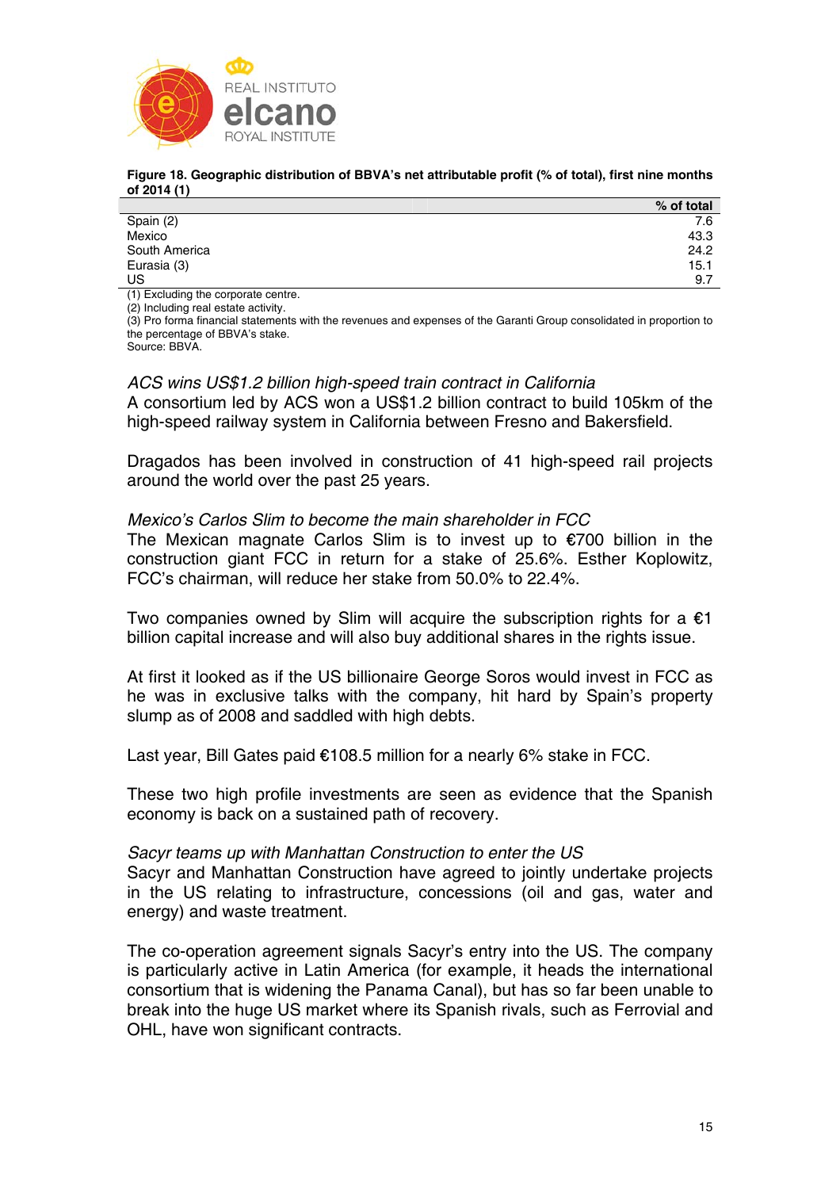**Figure 18. Geographic distribution of BBVA's net attributable profit (% of total), first nine months of 2014 (1)**

| | % of total |
|---|---|
| Spain (2) | 7.6 |
| Mexico | 43.3 |
| South America | 24.2 |
| Eurasia (3) | 15.1 |
| US | 9.7 |

(1) Excluding the corporate centre.
(2) Including real estate activity.
(3) Pro forma financial statements with the revenues and expenses of the Garanti Group consolidated in proportion to the percentage of BBVA's stake.
Source: BBVA.

*ACS wins US$1.2 billion high-speed train contract in California*

A consortium led by ACS won a US$1.2 billion contract to build 105km of the high-speed railway system in California between Fresno and Bakersfield.

Dragados has been involved in construction of 41 high-speed rail projects around the world over the past 25 years.

*Mexico's Carlos Slim to become the main shareholder in FCC*

The Mexican magnate Carlos Slim is to invest up to €700 billion in the construction giant FCC in return for a stake of 25.6%. Esther Koplowitz, FCC's chairman, will reduce her stake from 50.0% to 22.4%.

Two companies owned by Slim will acquire the subscription rights for a €1 billion capital increase and will also buy additional shares in the rights issue.

At first it looked as if the US billionaire George Soros would invest in FCC as he was in exclusive talks with the company, hit hard by Spain's property slump as of 2008 and saddled with high debts.

Last year, Bill Gates paid €108.5 million for a nearly 6% stake in FCC.

These two high profile investments are seen as evidence that the Spanish economy is back on a sustained path of recovery.

*Sacyr teams up with Manhattan Construction to enter the US*

Sacyr and Manhattan Construction have agreed to jointly undertake projects in the US relating to infrastructure, concessions (oil and gas, water and energy) and waste treatment.

The co-operation agreement signals Sacyr's entry into the US. The company is particularly active in Latin America (for example, it heads the international consortium that is widening the Panama Canal), but has so far been unable to break into the huge US market where its Spanish rivals, such as Ferrovial and OHL, have won significant contracts.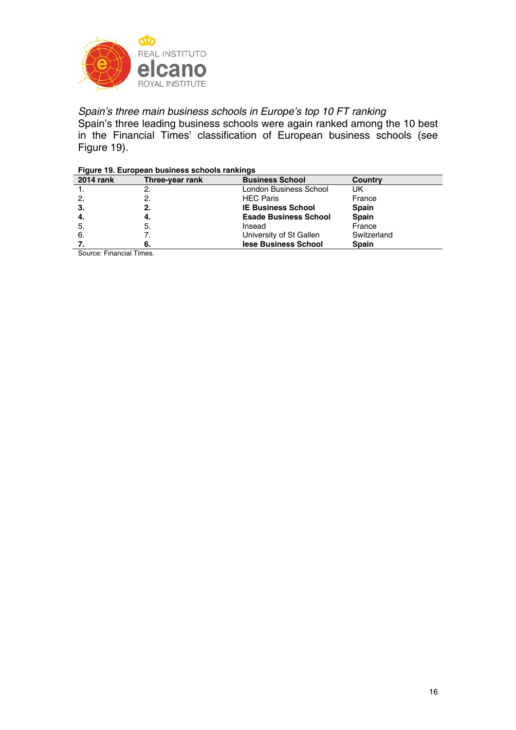*Spain's three main business schools in Europe's top 10 FT ranking*

Spain's three leading business schools were again ranked among the 10 best in the Financial Times' classification of European business schools (see Figure 19).

**Figure 19. European business schools rankings**

| 2014 rank | Three-year rank | Business School | Country |
|---|---|---|---|
| 1. | 2. | London Business School | UK |
| 2. | 2. | HEC Paris | France |
| **3.** | **2.** | **IE Business School** | **Spain** |
| **4.** | **4.** | **Esade Business School** | **Spain** |
| 5. | 5. | Insead | France |
| 6. | 7. | University of St Gallen | Switzerland |
| **7.** | **6.** | **Iese Business School** | **Spain** |

Source: Financial Times.